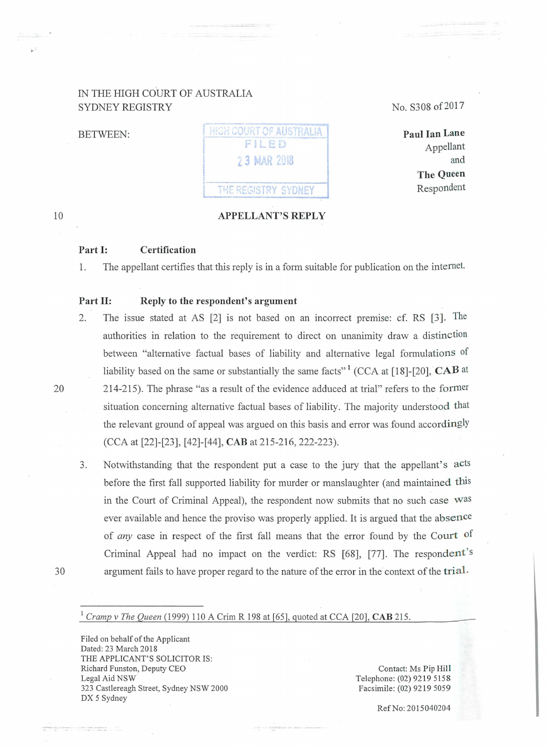IN THE HIGH COURT OF AUSTRALIA
SYDNEY REGISTRY

No. S308 of 2017

BETWEEN:

HIGH COURT OF AUSTRALIA
FILED
23 MAR 2018
THE REGISTRY SYDNEY

**Paul Ian Lane**
Appellant
and
**The Queen**
Respondent

**APPELLANT'S REPLY**

**Part I: Certification**

1. The appellant certifies that this reply is in a form suitable for publication on the internet.

**Part II: Reply to the respondent's argument**

2. The issue stated at AS [2] is not based on an incorrect premise: cf. RS [3]. The authorities in relation to the requirement to direct on unanimity draw a distinction between "alternative factual bases of liability and alternative legal formulations of liability based on the same or substantially the same facts"[1] (CCA at [18]-[20], **CAB** at 214-215). The phrase "as a result of the evidence adduced at trial" refers to the former situation concerning alternative factual bases of liability. The majority understood that the relevant ground of appeal was argued on this basis and error was found accordingly (CCA at [22]-[23], [42]-[44], **CAB** at 215-216, 222-223).

3. Notwithstanding that the respondent put a case to the jury that the appellant's acts before the first fall supported liability for murder or manslaughter (and maintained this in the Court of Criminal Appeal), the respondent now submits that no such case was ever available and hence the proviso was properly applied. It is argued that the absence of *any* case in respect of the first fall means that the error found by the Court of Criminal Appeal had no impact on the verdict: RS [68], [77]. The respondent's argument fails to have proper regard to the nature of the error in the context of the trial.

---

[1] *Cramp v The Queen* (1999) 110 A Crim R 198 at [65], quoted at CCA [20], **CAB** 215.

Filed on behalf of the Applicant
Dated: 23 March 2018
THE APPLICANT'S SOLICITOR IS:
Richard Funston, Deputy CEO
Legal Aid NSW
323 Castlereagh Street, Sydney NSW 2000
DX 5 Sydney

Contact: Ms Pip Hill
Telephone: (02) 9219 5158
Facsimile: (02) 9219 5059

Ref No: 2015040204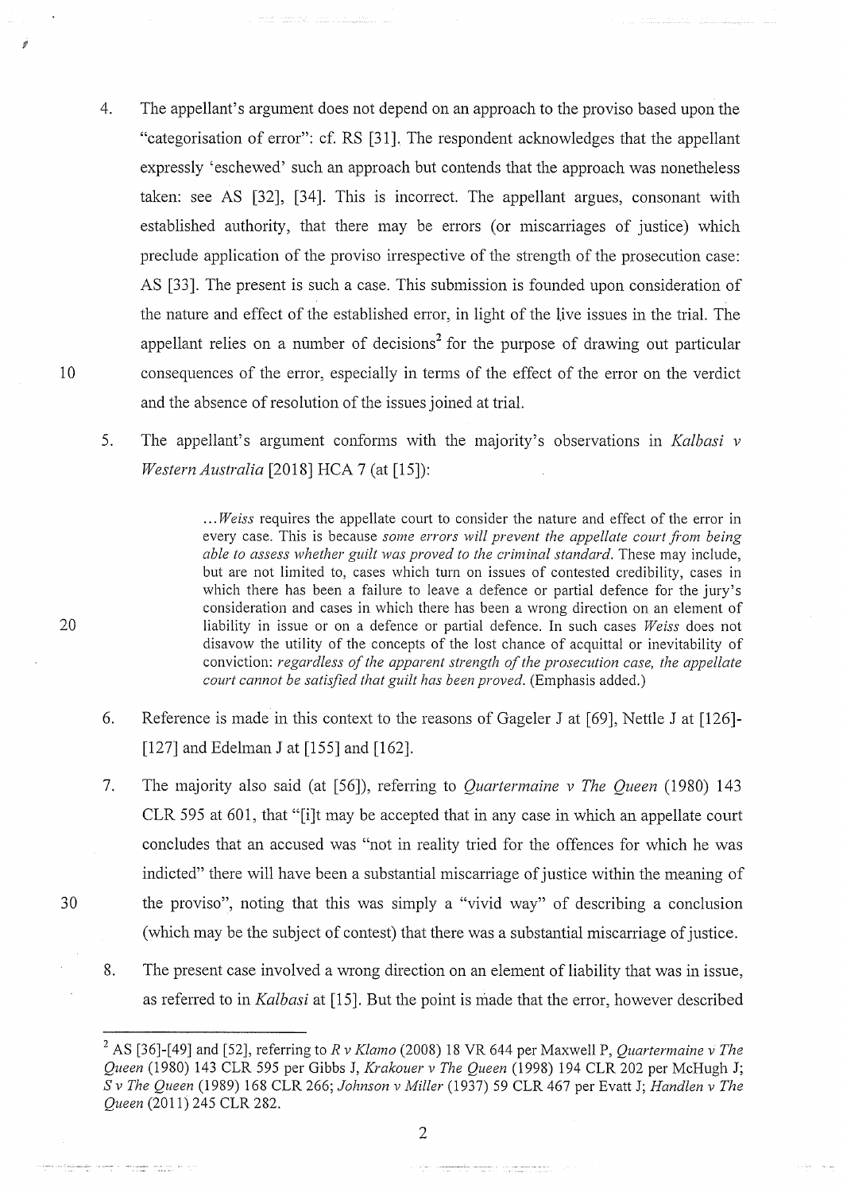4. The appellant's argument does not depend on an approach to the proviso based upon the "categorisation of error": cf. RS [31]. The respondent acknowledges that the appellant expressly 'eschewed' such an approach but contends that the approach was nonetheless taken: see AS [32], [34]. This is incorrect. The appellant argues, consonant with established authority, that there may be errors (or miscarriages of justice) which preclude application of the proviso irrespective of the strength of the prosecution case: AS [33]. The present is such a case. This submission is founded upon consideration of the nature and effect of the established error, in light of the live issues in the trial. The appellant relies on a number of decisions[2] for the purpose of drawing out particular consequences of the error, especially in terms of the effect of the error on the verdict and the absence of resolution of the issues joined at trial.

5. The appellant's argument conforms with the majority's observations in *Kalbasi v Western Australia* [2018] HCA 7 (at [15]):

> ...*Weiss* requires the appellate court to consider the nature and effect of the error in every case. This is because *some errors will prevent the appellate court from being able to assess whether guilt was proved to the criminal standard.* These may include, but are not limited to, cases which turn on issues of contested credibility, cases in which there has been a failure to leave a defence or partial defence for the jury's consideration and cases in which there has been a wrong direction on an element of liability in issue or on a defence or partial defence. In such cases *Weiss* does not disavow the utility of the concepts of the lost chance of acquittal or inevitability of conviction: *regardless of the apparent strength of the prosecution case, the appellate court cannot be satisfied that guilt has been proved.* (Emphasis added.)

6. Reference is made in this context to the reasons of Gageler J at [69], Nettle J at [126]-[127] and Edelman J at [155] and [162].

7. The majority also said (at [56]), referring to *Quartermaine v The Queen* (1980) 143 CLR 595 at 601, that "[i]t may be accepted that in any case in which an appellate court concludes that an accused was "not in reality tried for the offences for which he was indicted" there will have been a substantial miscarriage of justice within the meaning of the proviso", noting that this was simply a "vivid way" of describing a conclusion (which may be the subject of contest) that there was a substantial miscarriage of justice.

8. The present case involved a wrong direction on an element of liability that was in issue, as referred to in *Kalbasi* at [15]. But the point is made that the error, however described

---

[2] AS [36]-[49] and [52], referring to *R v Klamo* (2008) 18 VR 644 per Maxwell P, *Quartermaine v The Queen* (1980) 143 CLR 595 per Gibbs J, *Krakouer v The Queen* (1998) 194 CLR 202 per McHugh J; *S v The Queen* (1989) 168 CLR 266; *Johnson v Miller* (1937) 59 CLR 467 per Evatt J; *Handlen v The Queen* (2011) 245 CLR 282.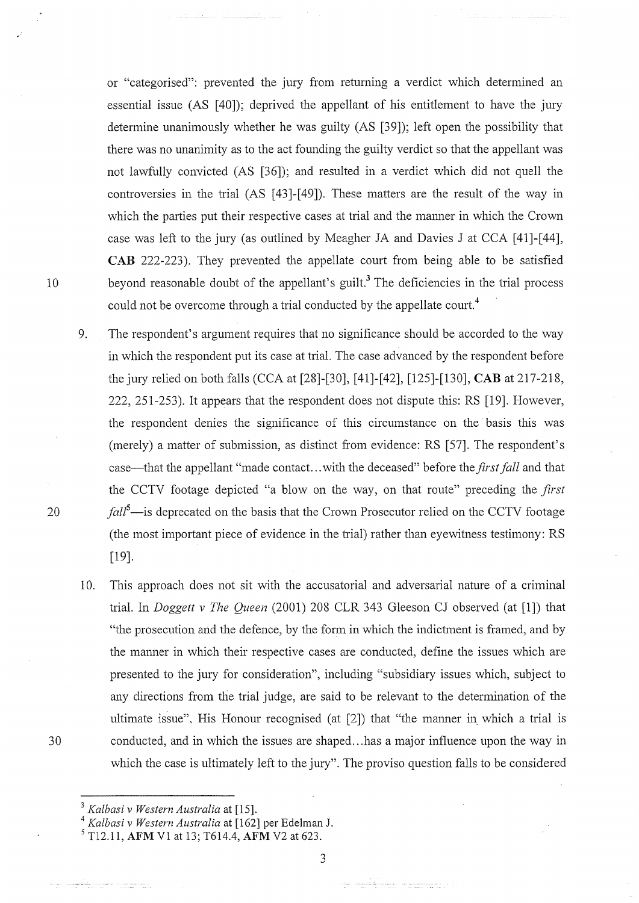or "categorised": prevented the jury from returning a verdict which determined an essential issue (AS [40]); deprived the appellant of his entitlement to have the jury determine unanimously whether he was guilty (AS [39]); left open the possibility that there was no unanimity as to the act founding the guilty verdict so that the appellant was not lawfully convicted (AS [36]); and resulted in a verdict which did not quell the controversies in the trial (AS [43]-[49]). These matters are the result of the way in which the parties put their respective cases at trial and the manner in which the Crown case was left to the jury (as outlined by Meagher JA and Davies J at CCA [41]-[44], **CAB** 222-223). They prevented the appellate court from being able to be satisfied beyond reasonable doubt of the appellant's guilt.[3] The deficiencies in the trial process could not be overcome through a trial conducted by the appellate court.[4]

9. The respondent's argument requires that no significance should be accorded to the way in which the respondent put its case at trial. The case advanced by the respondent before the jury relied on both falls (CCA at [28]-[30], [41]-[42], [125]-[130], **CAB** at 217-218, 222, 251-253). It appears that the respondent does not dispute this: RS [19]. However, the respondent denies the significance of this circumstance on the basis this was (merely) a matter of submission, as distinct from evidence: RS [57]. The respondent's case—that the appellant "made contact…with the deceased" before the *first fall* and that the CCTV footage depicted "a blow on the way, on that route" preceding the *first fall*[5]—is deprecated on the basis that the Crown Prosecutor relied on the CCTV footage (the most important piece of evidence in the trial) rather than eyewitness testimony: RS [19].

10. This approach does not sit with the accusatorial and adversarial nature of a criminal trial. In *Doggett v The Queen* (2001) 208 CLR 343 Gleeson CJ observed (at [1]) that "the prosecution and the defence, by the form in which the indictment is framed, and by the manner in which their respective cases are conducted, define the issues which are presented to the jury for consideration", including "subsidiary issues which, subject to any directions from the trial judge, are said to be relevant to the determination of the ultimate issue". His Honour recognised (at [2]) that "the manner in which a trial is conducted, and in which the issues are shaped…has a major influence upon the way in which the case is ultimately left to the jury". The proviso question falls to be considered

---

[3] *Kalbasi v Western Australia* at [15].

[4] *Kalbasi v Western Australia* at [162] per Edelman J.

[5] T12.11, **AFM** V1 at 13; T614.4, **AFM** V2 at 623.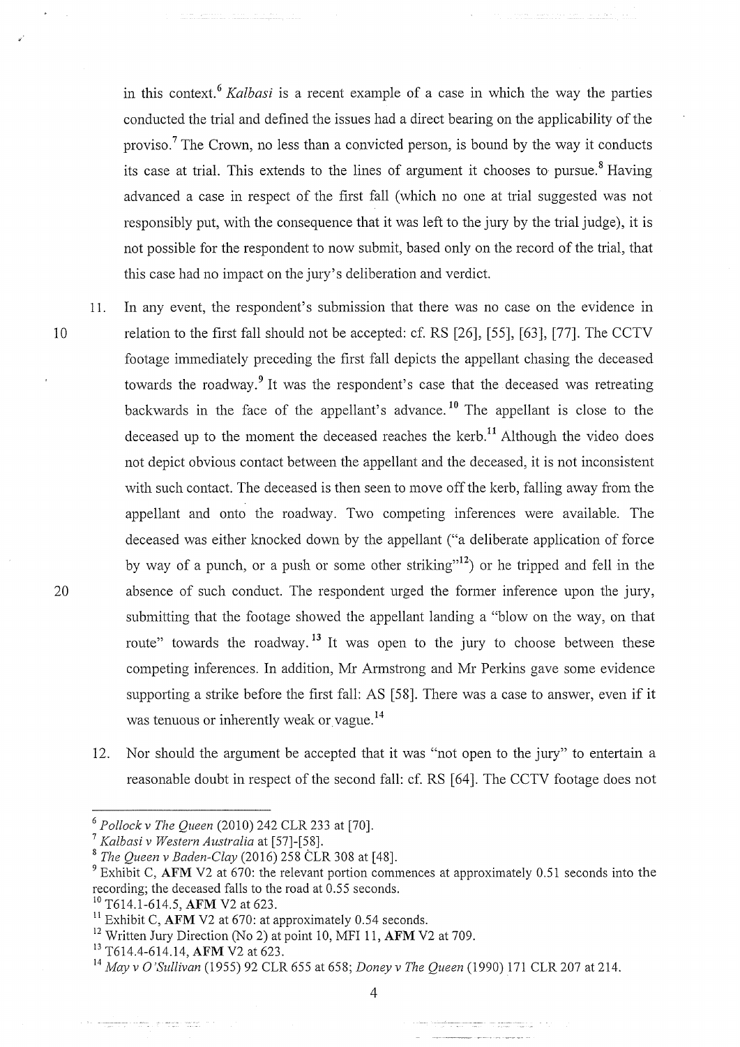in this context.[6] *Kalbasi* is a recent example of a case in which the way the parties conducted the trial and defined the issues had a direct bearing on the applicability of the proviso.[7] The Crown, no less than a convicted person, is bound by the way it conducts its case at trial. This extends to the lines of argument it chooses to pursue.[8] Having advanced a case in respect of the first fall (which no one at trial suggested was not responsibly put, with the consequence that it was left to the jury by the trial judge), it is not possible for the respondent to now submit, based only on the record of the trial, that this case had no impact on the jury's deliberation and verdict.

11. In any event, the respondent's submission that there was no case on the evidence in relation to the first fall should not be accepted: cf. RS [26], [55], [63], [77]. The CCTV footage immediately preceding the first fall depicts the appellant chasing the deceased towards the roadway.[9] It was the respondent's case that the deceased was retreating backwards in the face of the appellant's advance.[10] The appellant is close to the deceased up to the moment the deceased reaches the kerb.[11] Although the video does not depict obvious contact between the appellant and the deceased, it is not inconsistent with such contact. The deceased is then seen to move off the kerb, falling away from the appellant and onto the roadway. Two competing inferences were available. The deceased was either knocked down by the appellant ("a deliberate application of force by way of a punch, or a push or some other striking"[12]) or he tripped and fell in the absence of such conduct. The respondent urged the former inference upon the jury, submitting that the footage showed the appellant landing a "blow on the way, on that route" towards the roadway.[13] It was open to the jury to choose between these competing inferences. In addition, Mr Armstrong and Mr Perkins gave some evidence supporting a strike before the first fall: AS [58]. There was a case to answer, even if it was tenuous or inherently weak or vague.[14]

12. Nor should the argument be accepted that it was "not open to the jury" to entertain a reasonable doubt in respect of the second fall: cf. RS [64]. The CCTV footage does not

---

[6] *Pollock v The Queen* (2010) 242 CLR 233 at [70].

[7] *Kalbasi v Western Australia* at [57]-[58].

[8] *The Queen v Baden-Clay* (2016) 258 CLR 308 at [48].

[9] Exhibit C, **AFM** V2 at 670: the relevant portion commences at approximately 0.51 seconds into the recording; the deceased falls to the road at 0.55 seconds.

[10] T614.1-614.5, **AFM** V2 at 623.

[11] Exhibit C, **AFM** V2 at 670: at approximately 0.54 seconds.

[12] Written Jury Direction (No 2) at point 10, MFI 11, **AFM** V2 at 709.

[13] T614.4-614.14, **AFM** V2 at 623.

[14] *May v O'Sullivan* (1955) 92 CLR 655 at 658; *Doney v The Queen* (1990) 171 CLR 207 at 214.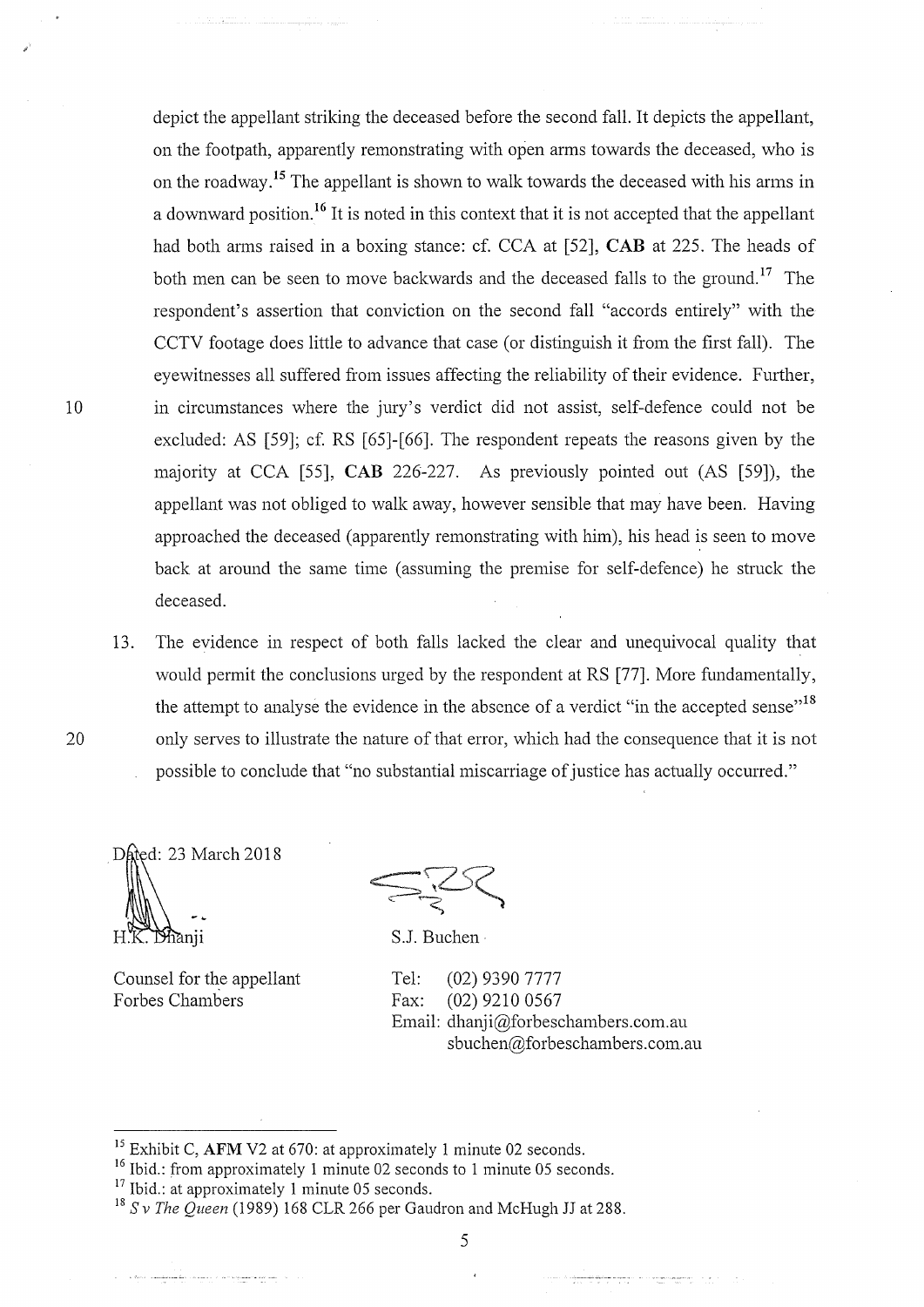depict the appellant striking the deceased before the second fall. It depicts the appellant, on the footpath, apparently remonstrating with open arms towards the deceased, who is on the roadway.[15] The appellant is shown to walk towards the deceased with his arms in a downward position.[16] It is noted in this context that it is not accepted that the appellant had both arms raised in a boxing stance: cf. CCA at [52], **CAB** at 225. The heads of both men can be seen to move backwards and the deceased falls to the ground.[17] The respondent's assertion that conviction on the second fall "accords entirely" with the CCTV footage does little to advance that case (or distinguish it from the first fall). The eyewitnesses all suffered from issues affecting the reliability of their evidence. Further, in circumstances where the jury's verdict did not assist, self-defence could not be excluded: AS [59]; cf. RS [65]-[66]. The respondent repeats the reasons given by the majority at CCA [55], **CAB** 226-227. As previously pointed out (AS [59]), the appellant was not obliged to walk away, however sensible that may have been. Having approached the deceased (apparently remonstrating with him), his head is seen to move back at around the same time (assuming the premise for self-defence) he struck the deceased.

13. The evidence in respect of both falls lacked the clear and unequivocal quality that would permit the conclusions urged by the respondent at RS [77]. More fundamentally, the attempt to analyse the evidence in the absence of a verdict "in the accepted sense"[18] only serves to illustrate the nature of that error, which had the consequence that it is not possible to conclude that "no substantial miscarriage of justice has actually occurred."

Dated: 23 March 2018

H.K. Dhanji

Counsel for the appellant
Forbes Chambers

S.J. Buchen

Tel: (02) 9390 7777
Fax: (02) 9210 0567
Email: dhanji@forbeschambers.com.au
sbuchen@forbeschambers.com.au

---

[15] Exhibit C, **AFM** V2 at 670: at approximately 1 minute 02 seconds.

[16] Ibid.: from approximately 1 minute 02 seconds to 1 minute 05 seconds.

[17] Ibid.: at approximately 1 minute 05 seconds.

[18] *S v The Queen* (1989) 168 CLR 266 per Gaudron and McHugh JJ at 288.